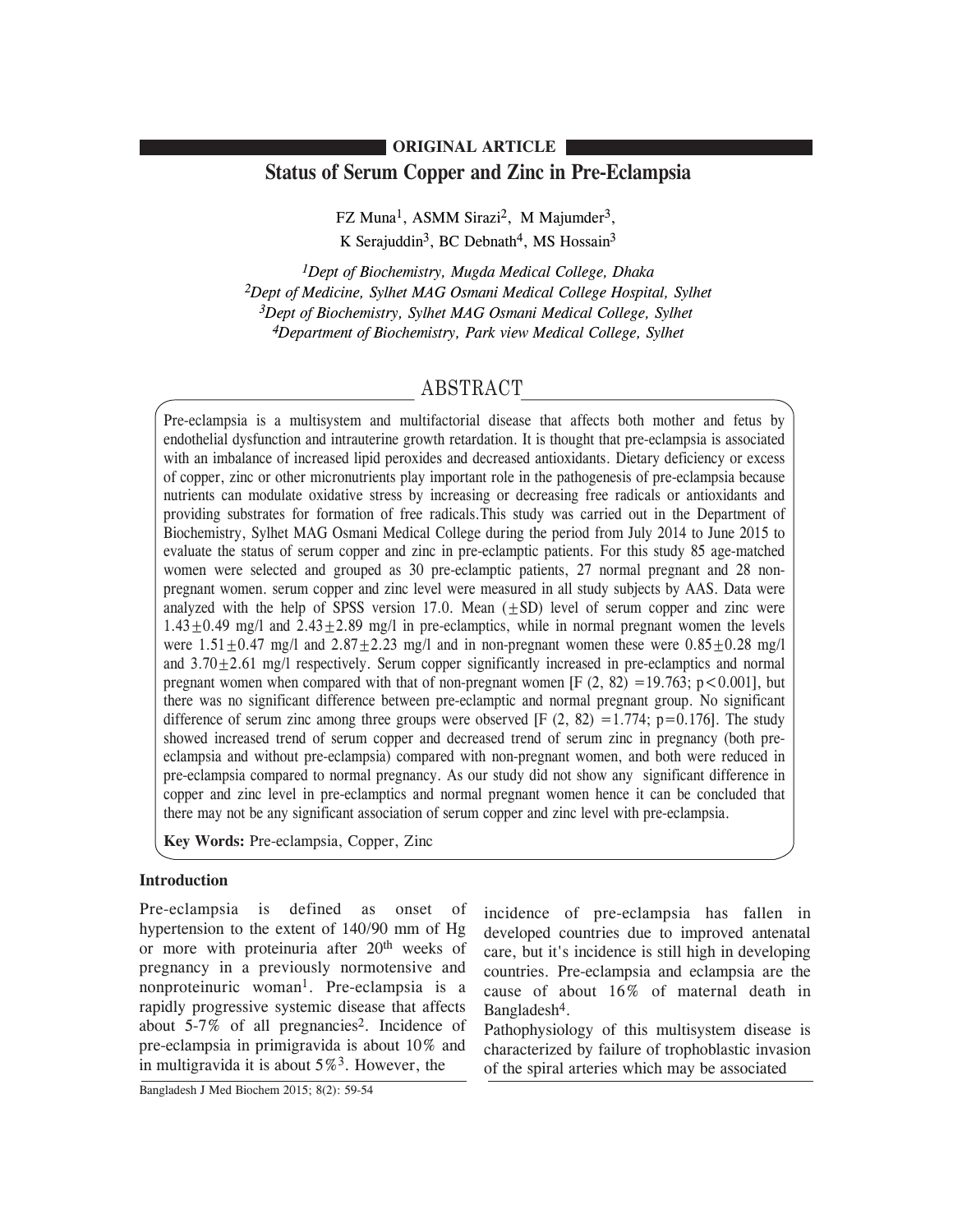**ORIGINAL ARTICLE**

# Status of Serum Copper and Zinc in Pre-Eclampsia

FZ Muna[1], ASMM Sirazi[2], M Majumder[3], K Serajuddin[3], BC Debnath[4], MS Hossain[3]

*[1]Dept of Biochemistry, Mugda Medical College, Dhaka*
*[2]Dept of Medicine, Sylhet MAG Osmani Medical College Hospital, Sylhet*
*[3]Dept of Biochemistry, Sylhet MAG Osmani Medical College, Sylhet*
*[4]Department of Biochemistry, Park view Medical College, Sylhet*

## ABSTRACT

Pre-eclampsia is a multisystem and multifactorial disease that affects both mother and fetus by endothelial dysfunction and intrauterine growth retardation. It is thought that pre-eclampsia is associated with an imbalance of increased lipid peroxides and decreased antioxidants. Dietary deficiency or excess of copper, zinc or other micronutrients play important role in the pathogenesis of pre-eclampsia because nutrients can modulate oxidative stress by increasing or decreasing free radicals or antioxidants and providing substrates for formation of free radicals.This study was carried out in the Department of Biochemistry, Sylhet MAG Osmani Medical College during the period from July 2014 to June 2015 to evaluate the status of serum copper and zinc in pre-eclamptic patients. For this study 85 age-matched women were selected and grouped as 30 pre-eclamptic patients, 27 normal pregnant and 28 non-pregnant women. serum copper and zinc level were measured in all study subjects by AAS. Data were analyzed with the help of SPSS version 17.0. Mean ($\pm$SD) level of serum copper and zinc were $1.43 \pm 0.49$ mg/l and $2.43 \pm 2.89$ mg/l in pre-eclamptics, while in normal pregnant women the levels were $1.51 \pm 0.47$ mg/l and $2.87 \pm 2.23$ mg/l and in non-pregnant women these were $0.85 \pm 0.28$ mg/l and $3.70 \pm 2.61$ mg/l respectively. Serum copper significantly increased in pre-eclamptics and normal pregnant women when compared with that of non-pregnant women [$F(2, 82) = 19.763$; $p < 0.001$], but there was no significant difference between pre-eclamptic and normal pregnant group. No significant difference of serum zinc among three groups were observed [$F(2, 82) = 1.774$; $p = 0.176$]. The study showed increased trend of serum copper and decreased trend of serum zinc in pregnancy (both pre-eclampsia and without pre-eclampsia) compared with non-pregnant women, and both were reduced in pre-eclampsia compared to normal pregnancy. As our study did not show any significant difference in copper and zinc level in pre-eclamptics and normal pregnant women hence it can be concluded that there may not be any significant association of serum copper and zinc level with pre-eclampsia.

**Key Words:** Pre-eclampsia, Copper, Zinc

## Introduction

Pre-eclampsia is defined as onset of hypertension to the extent of 140/90 mm of Hg or more with proteinuria after 20th weeks of pregnancy in a previously normotensive and nonproteinuric woman[1]. Pre-eclampsia is a rapidly progressive systemic disease that affects about 5-7% of all pregnancies[2]. Incidence of pre-eclampsia in primigravida is about 10% and in multigravida it is about 5%[3]. However, the incidence of pre-eclampsia has fallen in developed countries due to improved antenatal care, but it's incidence is still high in developing countries. Pre-eclampsia and eclampsia are the cause of about 16% of maternal death in Bangladesh[4].

Pathophysiology of this multisystem disease is characterized by failure of trophoblastic invasion of the spiral arteries which may be associated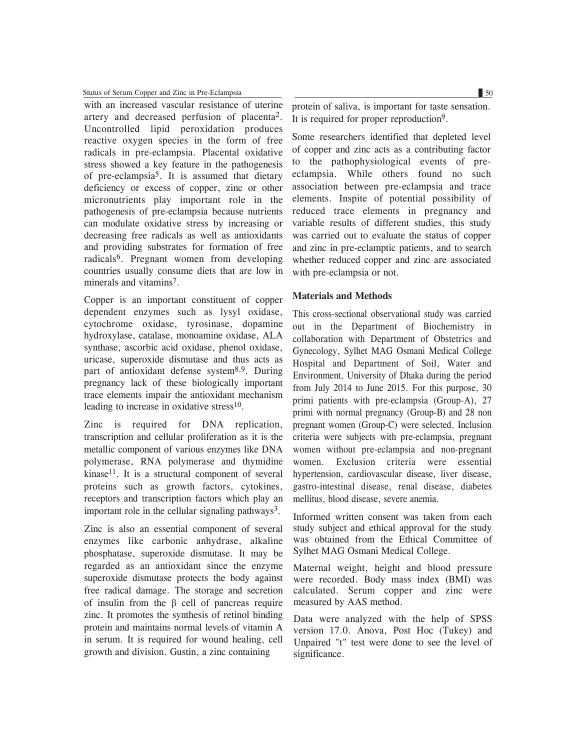with an increased vascular resistance of uterine artery and decreased perfusion of placenta[2]. Uncontrolled lipid peroxidation produces reactive oxygen species in the form of free radicals in pre-eclampsia. Placental oxidative stress showed a key feature in the pathogenesis of pre-eclampsia[5]. It is assumed that dietary deficiency or excess of copper, zinc or other micronutrients play important role in the pathogenesis of pre-eclampsia because nutrients can modulate oxidative stress by increasing or decreasing free radicals as well as antioxidants and providing substrates for formation of free radicals[6]. Pregnant women from developing countries usually consume diets that are low in minerals and vitamins[7].

Copper is an important constituent of copper dependent enzymes such as lysyl oxidase, cytochrome oxidase, tyrosinase, dopamine hydroxylase, catalase, monoamine oxidase, ALA synthase, ascorbic acid oxidase, phenol oxidase, uricase, superoxide dismutase and thus acts as part of antioxidant defense system[8,9]. During pregnancy lack of these biologically important trace elements impair the antioxidant mechanism leading to increase in oxidative stress[10].

Zinc is required for DNA replication, transcription and cellular proliferation as it is the metallic component of various enzymes like DNA polymerase, RNA polymerase and thymidine kinase[11]. It is a structural component of several proteins such as growth factors, cytokines, receptors and transcription factors which play an important role in the cellular signaling pathways[3].

Zinc is also an essential component of several enzymes like carbonic anhydrase, alkaline phosphatase, superoxide dismutase. It may be regarded as an antioxidant since the enzyme superoxide dismutase protects the body against free radical damage. The storage and secretion of insulin from the β cell of pancreas require zinc. It promotes the synthesis of retinol binding protein and maintains normal levels of vitamin A in serum. It is required for wound healing, cell growth and division. Gustin, a zinc containing protein of saliva, is important for taste sensation. It is required for proper reproduction[9].

Some researchers identified that depleted level of copper and zinc acts as a contributing factor to the pathophysiological events of pre-eclampsia. While others found no such association between pre-eclampsia and trace elements. Inspite of potential possibility of reduced trace elements in pregnancy and variable results of different studies, this study was carried out to evaluate the status of copper and zinc in pre-eclamptic patients, and to search whether reduced copper and zinc are associated with pre-eclampsia or not.

## Materials and Methods

This cross-sectional observational study was carried out in the Department of Biochemistry in collaboration with Department of Obstetrics and Gynecology, Sylhet MAG Osmani Medical College Hospital and Department of Soil, Water and Environment, University of Dhaka during the period from July 2014 to June 2015. For this purpose, 30 primi patients with pre-eclampsia (Group-A), 27 primi with normal pregnancy (Group-B) and 28 non pregnant women (Group-C) were selected. Inclusion criteria were subjects with pre-eclampsia, pregnant women without pre-eclampsia and non-pregnant women. Exclusion criteria were essential hypertension, cardiovascular disease, liver disease, gastro-intestinal disease, renal disease, diabetes mellitus, blood disease, severe anemia.

Informed written consent was taken from each study subject and ethical approval for the study was obtained from the Ethical Committee of Sylhet MAG Osmani Medical College.

Maternal weight, height and blood pressure were recorded. Body mass index (BMI) was calculated. Serum copper and zinc were measured by AAS method.

Data were analyzed with the help of SPSS version 17.0. Anova, Post Hoc (Tukey) and Unpaired "t" test were done to see the level of significance.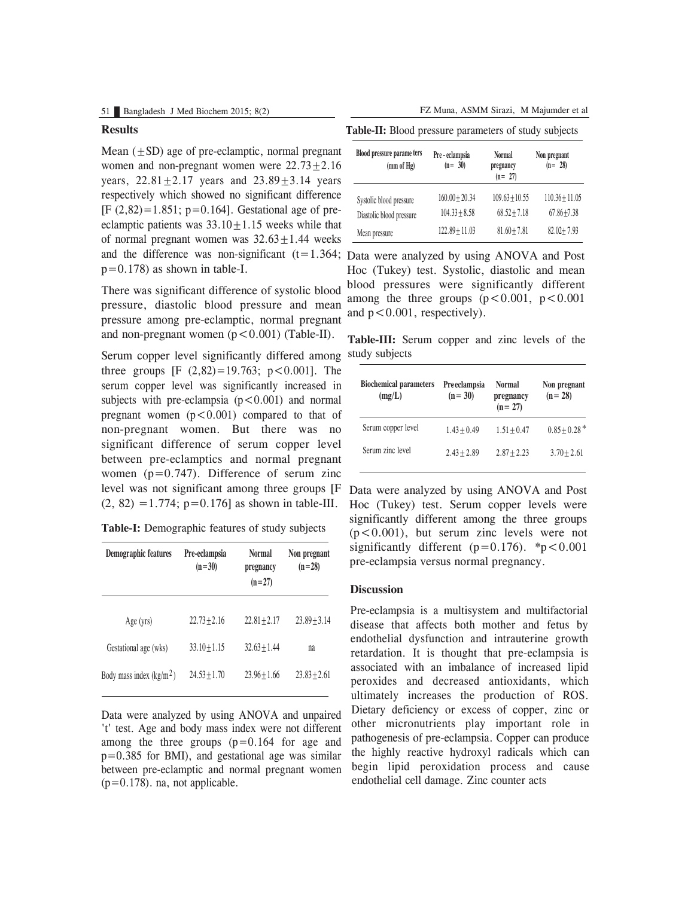## Results

Mean (±SD) age of pre-eclamptic, normal pregnant women and non-pregnant women were 22.73±2.16 years, 22.81±2.17 years and 23.89±3.14 years respectively which showed no significant difference [$F_{(2,82)}$=1.851; p=0.164]. Gestational age of pre-eclamptic patients was 33.10±1.15 weeks while that of normal pregnant women was 32.63±1.44 weeks and the difference was non-significant (t=1.364; p=0.178) as shown in table-I.

There was significant difference of systolic blood pressure, diastolic blood pressure and mean pressure among pre-eclamptic, normal pregnant and non-pregnant women ($p<0.001$) (Table-II).

Serum copper level significantly differed among three groups [F (2,82)=19.763; $p<0.001$]. The serum copper level was significantly increased in subjects with pre-eclampsia ($p<0.001$) and normal pregnant women ($p<0.001$) compared to that of non-pregnant women. But there was no significant difference of serum copper level between pre-eclamptics and normal pregnant women (p=0.747). Difference of serum zinc level was not significant among three groups [F (2, 82) =1.774; p=0.176] as shown in table-III.

**Table-I:** Demographic features of study subjects

| Demographic features | Pre-eclampsia (n=30) | Normal pregnancy (n=27) | Non pregnant (n=28) |
|---|---|---|---|
| Age (yrs) | 22.73±2.16 | 22.81±2.17 | 23.89±3.14 |
| Gestational age (wks) | 33.10±1.15 | 32.63±1.44 | na |
| Body mass index (kg/m$^2$) | 24.53±1.70 | 23.96±1.66 | 23.83±2.61 |

Data were analyzed by using ANOVA and unpaired 't' test. Age and body mass index were not different among the three groups (p=0.164 for age and p=0.385 for BMI), and gestational age was similar between pre-eclamptic and normal pregnant women (p=0.178). na, not applicable.

**Table-II:** Blood pressure parameters of study subjects

| Blood pressure parameters (mm of Hg) | Pre-eclampsia (n= 30) | Normal pregnancy (n= 27) | Non pregnant (n= 28) |
|---|---|---|---|
| Systolic blood pressure | 160.00±20.34 | 109.63±10.55 | 110.36±11.05 |
| Diastolic blood pressure | 104.33±8.58 | 68.52±7.18 | 67.86±7.38 |
| Mean pressure | 122.89±11.03 | 81.60±7.81 | 82.02±7.93 |

Data were analyzed by using ANOVA and Post Hoc (Tukey) test. Systolic, diastolic and mean blood pressures were significantly different among the three groups ($p<0.001$, $p<0.001$ and $p<0.001$, respectively).

**Table-III:** Serum copper and zinc levels of the study subjects

| Biochemical parameters (mg/L) | Preeclampsia (n= 30) | Normal pregnancy (n= 27) | Non pregnant (n= 28) |
|---|---|---|---|
| Serum copper level | 1.43±0.49 | 1.51±0.47 | 0.85±0.28* |
| Serum zinc level | 2.43±2.89 | 2.87±2.23 | 3.70±2.61 |

Data were analyzed by using ANOVA and Post Hoc (Tukey) test. Serum copper levels were significantly different among the three groups ($p<0.001$), but serum zinc levels were not significantly different (p=0.176). *$p<0.001$ pre-eclampsia versus normal pregnancy.

## Discussion

Pre-eclampsia is a multisystem and multifactorial disease that affects both mother and fetus by endothelial dysfunction and intrauterine growth retardation. It is thought that pre-eclampsia is associated with an imbalance of increased lipid peroxides and decreased antioxidants, which ultimately increases the production of ROS. Dietary deficiency or excess of copper, zinc or other micronutrients play important role in pathogenesis of pre-eclampsia. Copper can produce the highly reactive hydroxyl radicals which can begin lipid peroxidation process and cause endothelial cell damage. Zinc counter acts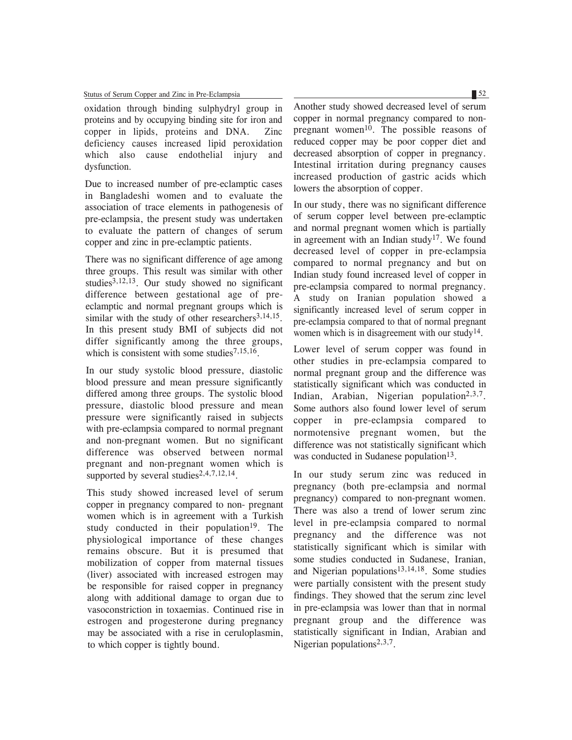oxidation through binding sulphydryl group in proteins and by occupying binding site for iron and copper in lipids, proteins and DNA. Zinc deficiency causes increased lipid peroxidation which also cause endothelial injury and dysfunction.

Due to increased number of pre-eclamptic cases in Bangladeshi women and to evaluate the association of trace elements in pathogenesis of pre-eclampsia, the present study was undertaken to evaluate the pattern of changes of serum copper and zinc in pre-eclamptic patients.

There was no significant difference of age among three groups. This result was similar with other studies[3,12,13]. Our study showed no significant difference between gestational age of pre-eclamptic and normal pregnant groups which is similar with the study of other researchers[3,14,15]. In this present study BMI of subjects did not differ significantly among the three groups, which is consistent with some studies[7,15,16].

In our study systolic blood pressure, diastolic blood pressure and mean pressure significantly differed among three groups. The systolic blood pressure, diastolic blood pressure and mean pressure were significantly raised in subjects with pre-eclampsia compared to normal pregnant and non-pregnant women. But no significant difference was observed between normal pregnant and non-pregnant women which is supported by several studies[2,4,7,12,14].

This study showed increased level of serum copper in pregnancy compared to non- pregnant women which is in agreement with a Turkish study conducted in their population[19]. The physiological importance of these changes remains obscure. But it is presumed that mobilization of copper from maternal tissues (liver) associated with increased estrogen may be responsible for raised copper in pregnancy along with additional damage to organ due to vasoconstriction in toxaemias. Continued rise in estrogen and progesterone during pregnancy may be associated with a rise in ceruloplasmin, to which copper is tightly bound.

Another study showed decreased level of serum copper in normal pregnancy compared to non-pregnant women[10]. The possible reasons of reduced copper may be poor copper diet and decreased absorption of copper in pregnancy. Intestinal irritation during pregnancy causes increased production of gastric acids which lowers the absorption of copper.

In our study, there was no significant difference of serum copper level between pre-eclamptic and normal pregnant women which is partially in agreement with an Indian study[17]. We found decreased level of copper in pre-eclampsia compared to normal pregnancy and but on Indian study found increased level of copper in pre-eclampsia compared to normal pregnancy. A study on Iranian population showed a significantly increased level of serum copper in pre-eclampsia compared to that of normal pregnant women which is in disagreement with our study[14].

Lower level of serum copper was found in other studies in pre-eclampsia compared to normal pregnant group and the difference was statistically significant which was conducted in Indian, Arabian, Nigerian population[2,3,7]. Some authors also found lower level of serum copper in pre-eclampsia compared to normotensive pregnant women, but the difference was not statistically significant which was conducted in Sudanese population[13].

In our study serum zinc was reduced in pregnancy (both pre-eclampsia and normal pregnancy) compared to non-pregnant women. There was also a trend of lower serum zinc level in pre-eclampsia compared to normal pregnancy and the difference was not statistically significant which is similar with some studies conducted in Sudanese, Iranian, and Nigerian populations[13,14,18]. Some studies were partially consistent with the present study findings. They showed that the serum zinc level in pre-eclampsia was lower than that in normal pregnant group and the difference was statistically significant in Indian, Arabian and Nigerian populations[2,3,7].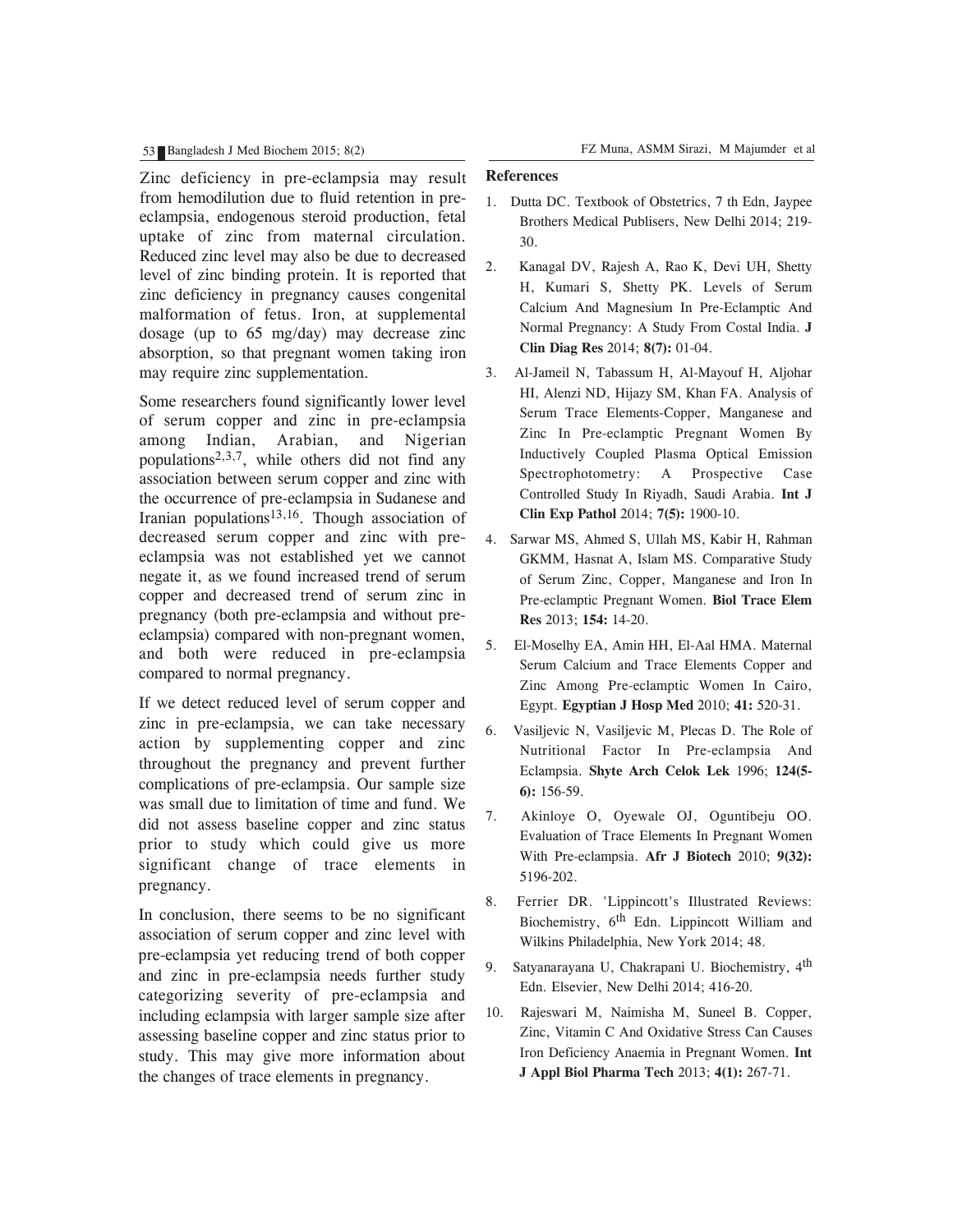Zinc deficiency in pre-eclampsia may result from hemodilution due to fluid retention in pre-eclampsia, endogenous steroid production, fetal uptake of zinc from maternal circulation. Reduced zinc level may also be due to decreased level of zinc binding protein. It is reported that zinc deficiency in pregnancy causes congenital malformation of fetus. Iron, at supplemental dosage (up to 65 mg/day) may decrease zinc absorption, so that pregnant women taking iron may require zinc supplementation.

Some researchers found significantly lower level of serum copper and zinc in pre-eclampsia among Indian, Arabian, and Nigerian populations[2,3,7], while others did not find any association between serum copper and zinc with the occurrence of pre-eclampsia in Sudanese and Iranian populations[13,16]. Though association of decreased serum copper and zinc with pre-eclampsia was not established yet we cannot negate it, as we found increased trend of serum copper and decreased trend of serum zinc in pregnancy (both pre-eclampsia and without pre-eclampsia) compared with non-pregnant women, and both were reduced in pre-eclampsia compared to normal pregnancy.

If we detect reduced level of serum copper and zinc in pre-eclampsia, we can take necessary action by supplementing copper and zinc throughout the pregnancy and prevent further complications of pre-eclampsia. Our sample size was small due to limitation of time and fund. We did not assess baseline copper and zinc status prior to study which could give us more significant change of trace elements in pregnancy.

In conclusion, there seems to be no significant association of serum copper and zinc level with pre-eclampsia yet reducing trend of both copper and zinc in pre-eclampsia needs further study categorizing severity of pre-eclampsia and including eclampsia with larger sample size after assessing baseline copper and zinc status prior to study. This may give more information about the changes of trace elements in pregnancy.

## References

1. Dutta DC. Textbook of Obstetrics, 7 th Edn, Jaypee Brothers Medical Publisers, New Delhi 2014; 219-30.
2. Kanagal DV, Rajesh A, Rao K, Devi UH, Shetty H, Kumari S, Shetty PK. Levels of Serum Calcium And Magnesium In Pre-Eclamptic And Normal Pregnancy: A Study From Costal India. **J Clin Diag Res** 2014; **8(7):** 01-04.
3. Al-Jameil N, Tabassum H, Al-Mayouf H, Aljohar HI, Alenzi ND, Hijazy SM, Khan FA. Analysis of Serum Trace Elements-Copper, Manganese and Zinc In Pre-eclamptic Pregnant Women By Inductively Coupled Plasma Optical Emission Spectrophotometry: A Prospective Case Controlled Study In Riyadh, Saudi Arabia. **Int J Clin Exp Pathol** 2014; **7(5):** 1900-10.
4. Sarwar MS, Ahmed S, Ullah MS, Kabir H, Rahman GKMM, Hasnat A, Islam MS. Comparative Study of Serum Zinc, Copper, Manganese and Iron In Pre-eclamptic Pregnant Women. **Biol Trace Elem Res** 2013; **154:** 14-20.
5. El-Moselhy EA, Amin HH, El-Aal HMA. Maternal Serum Calcium and Trace Elements Copper and Zinc Among Pre-eclamptic Women In Cairo, Egypt. **Egyptian J Hosp Med** 2010; **41:** 520-31.
6. Vasiljevic N, Vasiljevic M, Plecas D. The Role of Nutritional Factor In Pre-eclampsia And Eclampsia. **Shyte Arch Celok Lek** 1996; **124(5-6):** 156-59.
7. Akinloye O, Oyewale OJ, Oguntibeju OO. Evaluation of Trace Elements In Pregnant Women With Pre-eclampsia. **Afr J Biotech** 2010; **9(32):** 5196-202.
8. Ferrier DR. 'Lippincott's Illustrated Reviews: Biochemistry, 6th Edn. Lippincott William and Wilkins Philadelphia, New York 2014; 48.
9. Satyanarayana U, Chakrapani U. Biochemistry, 4th Edn. Elsevier, New Delhi 2014; 416-20.
10. Rajeswari M, Naimisha M, Suneel B. Copper, Zinc, Vitamin C And Oxidative Stress Can Causes Iron Deficiency Anaemia in Pregnant Women. **Int J Appl Biol Pharma Tech** 2013; **4(1):** 267-71.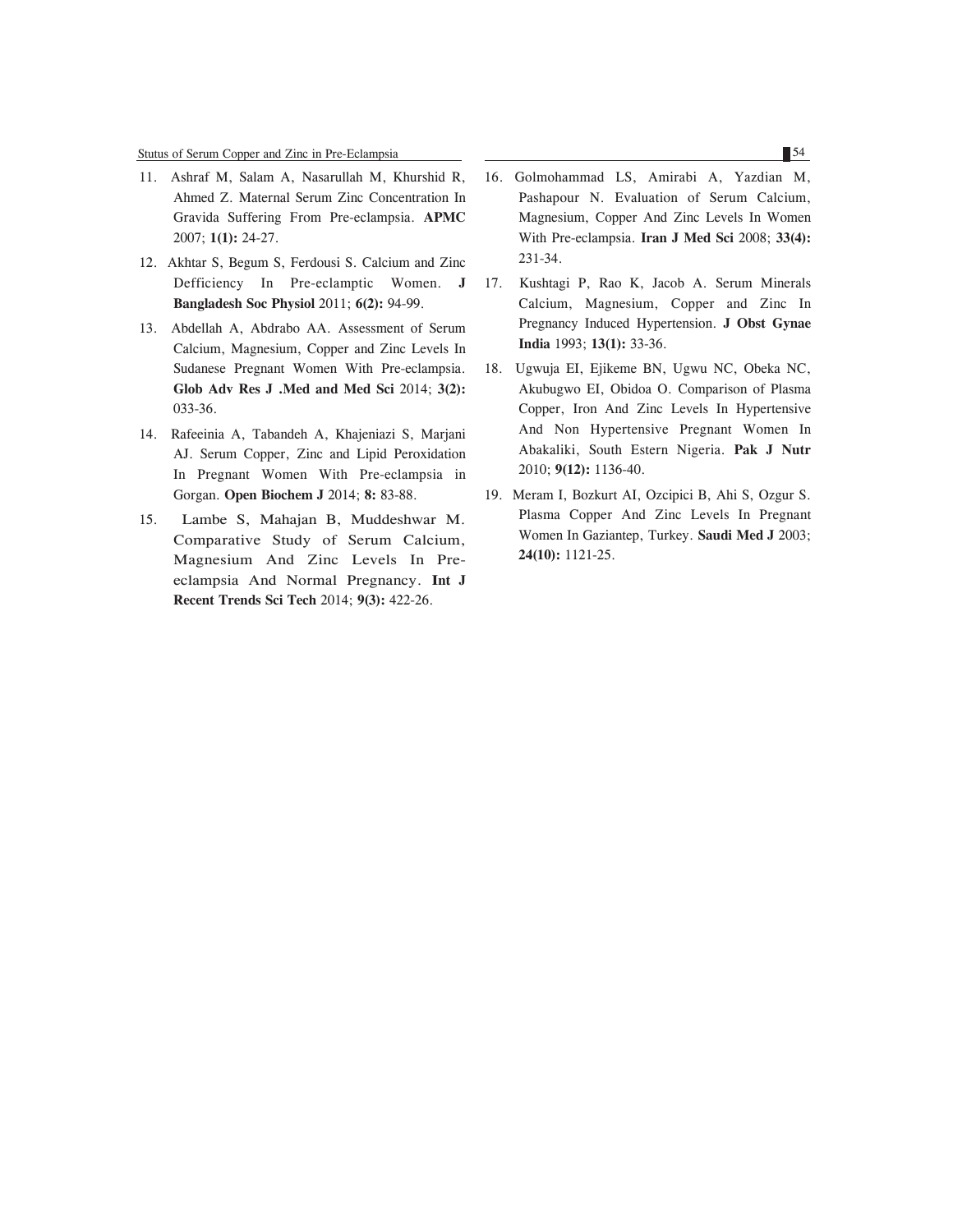11. Ashraf M, Salam A, Nasarullah M, Khurshid R, Ahmed Z. Maternal Serum Zinc Concentration In Gravida Suffering From Pre-eclampsia. **APMC** 2007; **1(1):** 24-27.

12. Akhtar S, Begum S, Ferdousi S. Calcium and Zinc Defficiency In Pre-eclamptic Women. **J Bangladesh Soc Physiol** 2011; **6(2):** 94-99.

13. Abdellah A, Abdrabo AA. Assessment of Serum Calcium, Magnesium, Copper and Zinc Levels In Sudanese Pregnant Women With Pre-eclampsia. **Glob Adv Res J .Med and Med Sci** 2014; **3(2):** 033-36.

14. Rafeeinia A, Tabandeh A, Khajeniazi S, Marjani AJ. Serum Copper, Zinc and Lipid Peroxidation In Pregnant Women With Pre-eclampsia in Gorgan. **Open Biochem J** 2014; **8:** 83-88.

15. Lambe S, Mahajan B, Muddeshwar M. Comparative Study of Serum Calcium, Magnesium And Zinc Levels In Pre-eclampsia And Normal Pregnancy. **Int J Recent Trends Sci Tech** 2014; **9(3):** 422-26.

16. Golmohammad LS, Amirabi A, Yazdian M, Pashapour N. Evaluation of Serum Calcium, Magnesium, Copper And Zinc Levels In Women With Pre-eclampsia. **Iran J Med Sci** 2008; **33(4):** 231-34.

17. Kushtagi P, Rao K, Jacob A. Serum Minerals Calcium, Magnesium, Copper and Zinc In Pregnancy Induced Hypertension. **J Obst Gynae India** 1993; **13(1):** 33-36.

18. Ugwuja EI, Ejikeme BN, Ugwu NC, Obeka NC, Akubugwo EI, Obidoa O. Comparison of Plasma Copper, Iron And Zinc Levels In Hypertensive And Non Hypertensive Pregnant Women In Abakaliki, South Estern Nigeria. **Pak J Nutr** 2010; **9(12):** 1136-40.

19. Meram I, Bozkurt AI, Ozcipici B, Ahi S, Ozgur S. Plasma Copper And Zinc Levels In Pregnant Women In Gaziantep, Turkey. **Saudi Med J** 2003; **24(10):** 1121-25.